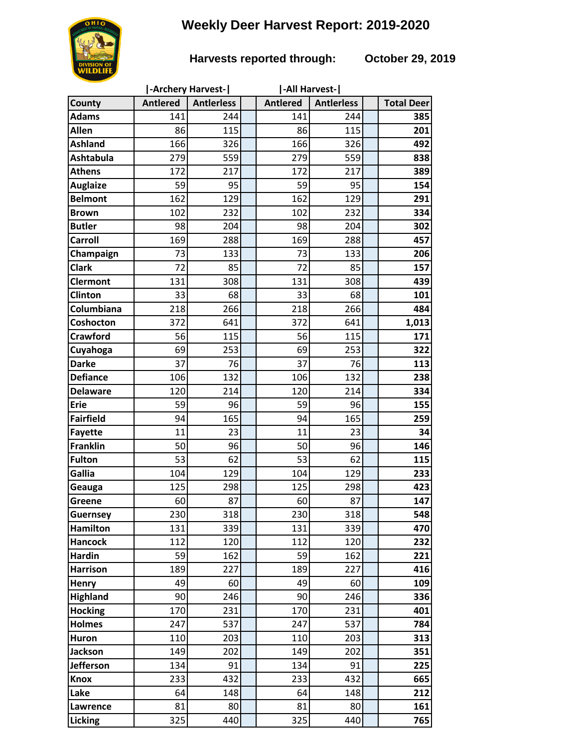# Weekly Deer Harvest Report: 2019-2020

**Harvests reported through: October 29, 2019**

| County | \|-Archery Harvest-\| | | | \|-All Harvest-\| | | | |
|---|---|---|---|---|---|---|---|
| | Antlered | Antlerless | | Antlered | Antlerless | | Total Deer |
| Adams | 141 | 244 | | 141 | 244 | | **385** |
| Allen | 86 | 115 | | 86 | 115 | | **201** |
| Ashland | 166 | 326 | | 166 | 326 | | **492** |
| Ashtabula | 279 | 559 | | 279 | 559 | | **838** |
| Athens | 172 | 217 | | 172 | 217 | | **389** |
| Auglaize | 59 | 95 | | 59 | 95 | | **154** |
| Belmont | 162 | 129 | | 162 | 129 | | **291** |
| Brown | 102 | 232 | | 102 | 232 | | **334** |
| Butler | 98 | 204 | | 98 | 204 | | **302** |
| Carroll | 169 | 288 | | 169 | 288 | | **457** |
| Champaign | 73 | 133 | | 73 | 133 | | **206** |
| Clark | 72 | 85 | | 72 | 85 | | **157** |
| Clermont | 131 | 308 | | 131 | 308 | | **439** |
| Clinton | 33 | 68 | | 33 | 68 | | **101** |
| Columbiana | 218 | 266 | | 218 | 266 | | **484** |
| Coshocton | 372 | 641 | | 372 | 641 | | **1,013** |
| Crawford | 56 | 115 | | 56 | 115 | | **171** |
| Cuyahoga | 69 | 253 | | 69 | 253 | | **322** |
| Darke | 37 | 76 | | 37 | 76 | | **113** |
| Defiance | 106 | 132 | | 106 | 132 | | **238** |
| Delaware | 120 | 214 | | 120 | 214 | | **334** |
| Erie | 59 | 96 | | 59 | 96 | | **155** |
| Fairfield | 94 | 165 | | 94 | 165 | | **259** |
| Fayette | 11 | 23 | | 11 | 23 | | **34** |
| Franklin | 50 | 96 | | 50 | 96 | | **146** |
| Fulton | 53 | 62 | | 53 | 62 | | **115** |
| Gallia | 104 | 129 | | 104 | 129 | | **233** |
| Geauga | 125 | 298 | | 125 | 298 | | **423** |
| Greene | 60 | 87 | | 60 | 87 | | **147** |
| Guernsey | 230 | 318 | | 230 | 318 | | **548** |
| Hamilton | 131 | 339 | | 131 | 339 | | **470** |
| Hancock | 112 | 120 | | 112 | 120 | | **232** |
| Hardin | 59 | 162 | | 59 | 162 | | **221** |
| Harrison | 189 | 227 | | 189 | 227 | | **416** |
| Henry | 49 | 60 | | 49 | 60 | | **109** |
| Highland | 90 | 246 | | 90 | 246 | | **336** |
| Hocking | 170 | 231 | | 170 | 231 | | **401** |
| Holmes | 247 | 537 | | 247 | 537 | | **784** |
| Huron | 110 | 203 | | 110 | 203 | | **313** |
| Jackson | 149 | 202 | | 149 | 202 | | **351** |
| Jefferson | 134 | 91 | | 134 | 91 | | **225** |
| Knox | 233 | 432 | | 233 | 432 | | **665** |
| Lake | 64 | 148 | | 64 | 148 | | **212** |
| Lawrence | 81 | 80 | | 81 | 80 | | **161** |
| Licking | 325 | 440 | | 325 | 440 | | **765** |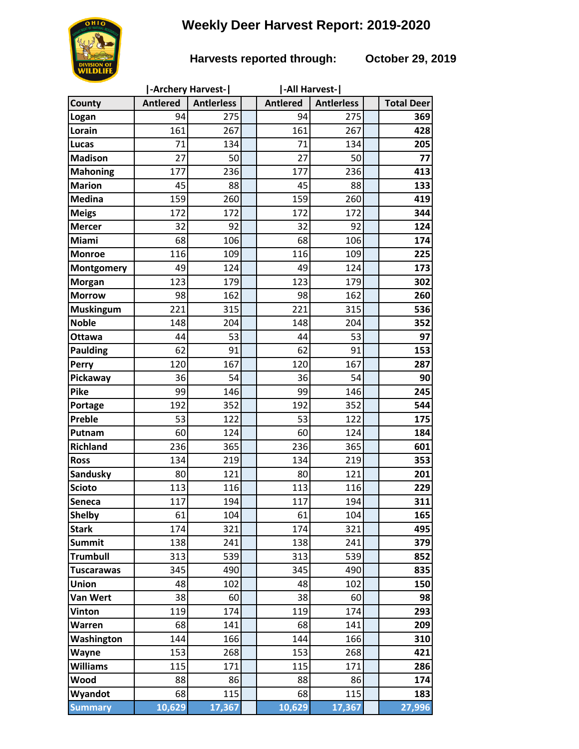# Weekly Deer Harvest Report: 2019-2020

**Harvests reported through: October 29, 2019**

| | \|-Archery Harvest-\| | | | \|-All Harvest-\| | | | |
|---|---|---|---|---|---|---|---|
| **County** | **Antlered** | **Antlerless** | | **Antlered** | **Antlerless** | | **Total Deer** |
| Logan | 94 | 275 | | 94 | 275 | | **369** |
| Lorain | 161 | 267 | | 161 | 267 | | **428** |
| Lucas | 71 | 134 | | 71 | 134 | | **205** |
| Madison | 27 | 50 | | 27 | 50 | | **77** |
| Mahoning | 177 | 236 | | 177 | 236 | | **413** |
| Marion | 45 | 88 | | 45 | 88 | | **133** |
| Medina | 159 | 260 | | 159 | 260 | | **419** |
| Meigs | 172 | 172 | | 172 | 172 | | **344** |
| Mercer | 32 | 92 | | 32 | 92 | | **124** |
| Miami | 68 | 106 | | 68 | 106 | | **174** |
| Monroe | 116 | 109 | | 116 | 109 | | **225** |
| Montgomery | 49 | 124 | | 49 | 124 | | **173** |
| Morgan | 123 | 179 | | 123 | 179 | | **302** |
| Morrow | 98 | 162 | | 98 | 162 | | **260** |
| Muskingum | 221 | 315 | | 221 | 315 | | **536** |
| Noble | 148 | 204 | | 148 | 204 | | **352** |
| Ottawa | 44 | 53 | | 44 | 53 | | **97** |
| Paulding | 62 | 91 | | 62 | 91 | | **153** |
| Perry | 120 | 167 | | 120 | 167 | | **287** |
| Pickaway | 36 | 54 | | 36 | 54 | | **90** |
| Pike | 99 | 146 | | 99 | 146 | | **245** |
| Portage | 192 | 352 | | 192 | 352 | | **544** |
| Preble | 53 | 122 | | 53 | 122 | | **175** |
| Putnam | 60 | 124 | | 60 | 124 | | **184** |
| Richland | 236 | 365 | | 236 | 365 | | **601** |
| Ross | 134 | 219 | | 134 | 219 | | **353** |
| Sandusky | 80 | 121 | | 80 | 121 | | **201** |
| Scioto | 113 | 116 | | 113 | 116 | | **229** |
| Seneca | 117 | 194 | | 117 | 194 | | **311** |
| Shelby | 61 | 104 | | 61 | 104 | | **165** |
| Stark | 174 | 321 | | 174 | 321 | | **495** |
| Summit | 138 | 241 | | 138 | 241 | | **379** |
| Trumbull | 313 | 539 | | 313 | 539 | | **852** |
| Tuscarawas | 345 | 490 | | 345 | 490 | | **835** |
| Union | 48 | 102 | | 48 | 102 | | **150** |
| Van Wert | 38 | 60 | | 38 | 60 | | **98** |
| Vinton | 119 | 174 | | 119 | 174 | | **293** |
| Warren | 68 | 141 | | 68 | 141 | | **209** |
| Washington | 144 | 166 | | 144 | 166 | | **310** |
| Wayne | 153 | 268 | | 153 | 268 | | **421** |
| Williams | 115 | 171 | | 115 | 171 | | **286** |
| Wood | 88 | 86 | | 88 | 86 | | **174** |
| Wyandot | 68 | 115 | | 68 | 115 | | **183** |
| **Summary** | **10,629** | **17,367** | | **10,629** | **17,367** | | **27,996** |